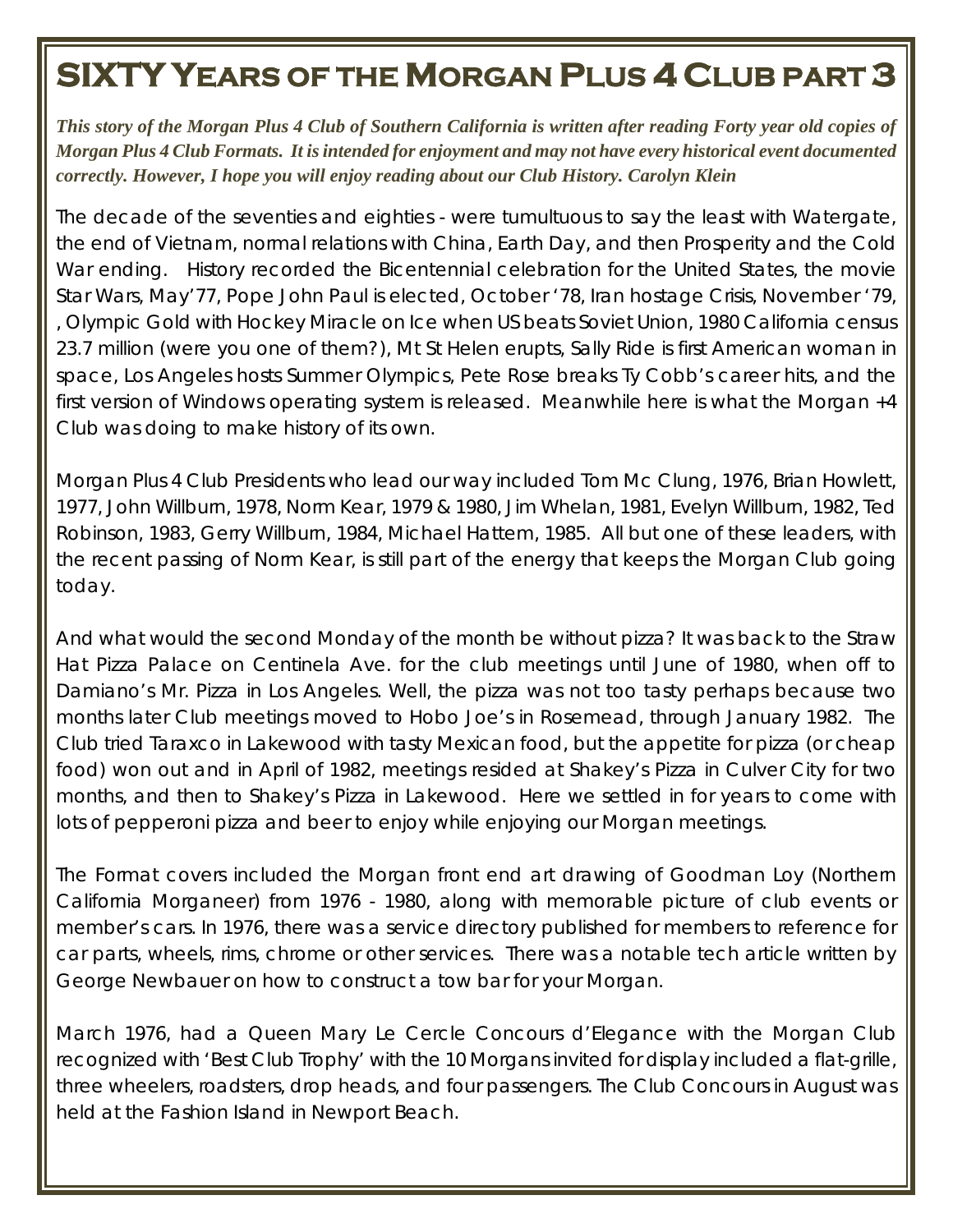# SIXTY Years of the Morgan Plus 4 Club part 3

***This story of the Morgan Plus 4 Club of Southern California is written after reading Forty year old copies of Morgan Plus 4 Club Formats. It is intended for enjoyment and may not have every historical event documented correctly. However, I hope you will enjoy reading about our Club History. Carolyn Klein***

The decade of the seventies and eighties - were tumultuous to say the least with Watergate, the end of Vietnam, normal relations with China, Earth Day, and then Prosperity and the Cold War ending. History recorded the Bicentennial celebration for the United States, the movie Star Wars, May'77, Pope John Paul is elected, October '78, Iran hostage Crisis, November '79, , Olympic Gold with Hockey Miracle on Ice when US beats Soviet Union, 1980 California census 23.7 million (were you one of them?), Mt St Helen erupts, Sally Ride is first American woman in space, Los Angeles hosts Summer Olympics, Pete Rose breaks Ty Cobb's career hits, and the first version of Windows operating system is released. Meanwhile here is what the Morgan +4 Club was doing to make history of its own.

Morgan Plus 4 Club Presidents who lead our way included Tom Mc Clung, 1976, Brian Howlett, 1977, John Willburn, 1978, Norm Kear, 1979 & 1980, Jim Whelan, 1981, Evelyn Willburn, 1982, Ted Robinson, 1983, Gerry Willburn, 1984, Michael Hattem, 1985. All but one of these leaders, with the recent passing of Norm Kear, is still part of the energy that keeps the Morgan Club going today.

And what would the second Monday of the month be without pizza? It was back to the Straw Hat Pizza Palace on Centinela Ave. for the club meetings until June of 1980, when off to Damiano's Mr. Pizza in Los Angeles. Well, the pizza was not too tasty perhaps because two months later Club meetings moved to Hobo Joe's in Rosemead, through January 1982. The Club tried Taraxco in Lakewood with tasty Mexican food, but the appetite for pizza (or cheap food) won out and in April of 1982, meetings resided at Shakey's Pizza in Culver City for two months, and then to Shakey's Pizza in Lakewood. Here we settled in for years to come with lots of pepperoni pizza and beer to enjoy while enjoying our Morgan meetings.

The Format covers included the Morgan front end art drawing of Goodman Loy (Northern California Morganeer) from 1976 - 1980, along with memorable picture of club events or member's cars. In 1976, there was a service directory published for members to reference for car parts, wheels, rims, chrome or other services. There was a notable tech article written by George Newbauer on how to construct a tow bar for your Morgan.

March 1976, had a Queen Mary Le Cercle Concours d'Elegance with the Morgan Club recognized with 'Best Club Trophy' with the 10 Morgans invited for display included a flat-grille, three wheelers, roadsters, drop heads, and four passengers. The Club Concours in August was held at the Fashion Island in Newport Beach.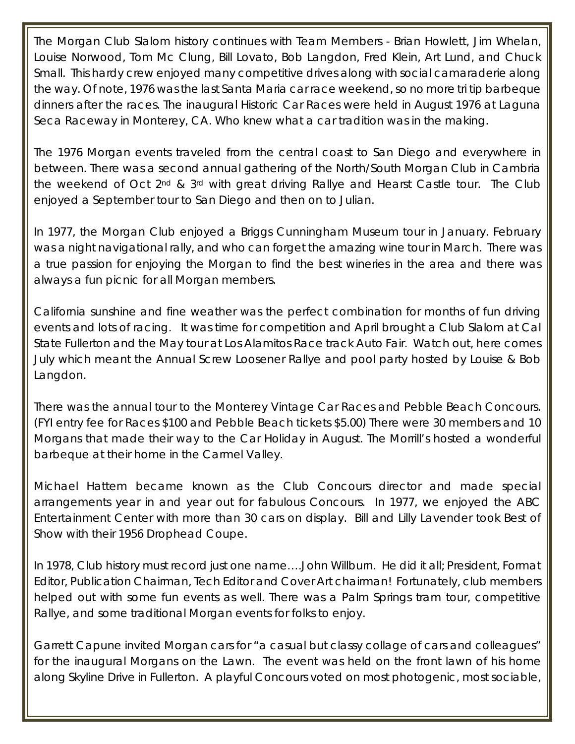The Morgan Club Slalom history continues with Team Members - Brian Howlett, Jim Whelan, Louise Norwood, Tom Mc Clung, Bill Lovato, Bob Langdon, Fred Klein, Art Lund, and Chuck Small. This hardy crew enjoyed many competitive drives along with social camaraderie along the way. Of note, 1976 was the last Santa Maria car race weekend, so no more tri tip barbeque dinners after the races. The inaugural Historic Car Races were held in August 1976 at Laguna Seca Raceway in Monterey, CA. Who knew what a car tradition was in the making.

The 1976 Morgan events traveled from the central coast to San Diego and everywhere in between. There was a second annual gathering of the North/South Morgan Club in Cambria the weekend of Oct 2nd & 3rd with great driving Rallye and Hearst Castle tour. The Club enjoyed a September tour to San Diego and then on to Julian.

In 1977, the Morgan Club enjoyed a Briggs Cunningham Museum tour in January. February was a night navigational rally, and who can forget the amazing wine tour in March. There was a true passion for enjoying the Morgan to find the best wineries in the area and there was always a fun picnic for all Morgan members.

California sunshine and fine weather was the perfect combination for months of fun driving events and lots of racing. It was time for competition and April brought a Club Slalom at Cal State Fullerton and the May tour at Los Alamitos Race track Auto Fair. Watch out, here comes July which meant the Annual Screw Loosener Rallye and pool party hosted by Louise & Bob Langdon.

There was the annual tour to the Monterey Vintage Car Races and Pebble Beach Concours. (FYI entry fee for Races $100 and Pebble Beach tickets $5.00) There were 30 members and 10 Morgans that made their way to the Car Holiday in August. The Morrill's hosted a wonderful barbeque at their home in the Carmel Valley.

Michael Hattem became known as the Club Concours director and made special arrangements year in and year out for fabulous Concours. In 1977, we enjoyed the ABC Entertainment Center with more than 30 cars on display. Bill and Lilly Lavender took Best of Show with their 1956 Drophead Coupe.

In 1978, Club history must record just one name….John Willburn. He did it all; President, Format Editor, Publication Chairman, Tech Editor and Cover Art chairman! Fortunately, club members helped out with some fun events as well. There was a Palm Springs tram tour, competitive Rallye, and some traditional Morgan events for folks to enjoy.

Garrett Capune invited Morgan cars for "a casual but classy collage of cars and colleagues" for the inaugural Morgans on the Lawn. The event was held on the front lawn of his home along Skyline Drive in Fullerton. A playful Concours voted on most photogenic, most sociable,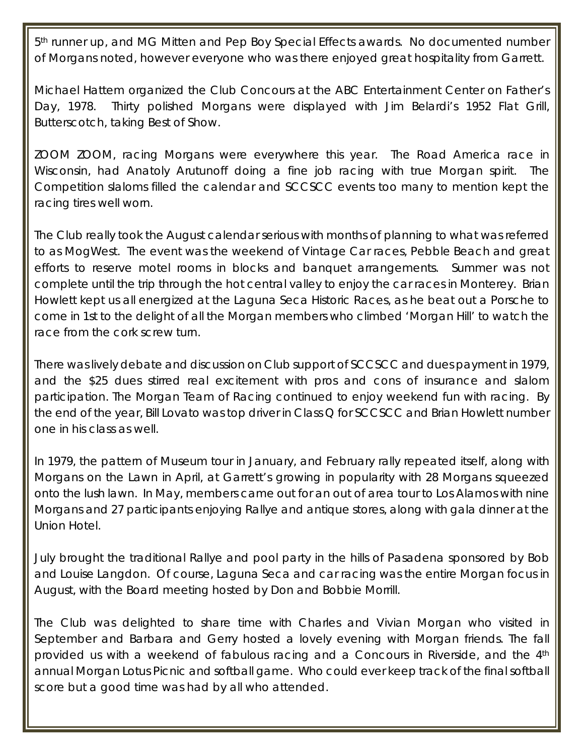5th runner up, and MG Mitten and Pep Boy Special Effects awards. No documented number of Morgans noted, however everyone who was there enjoyed great hospitality from Garrett.

Michael Hattem organized the Club Concours at the ABC Entertainment Center on Father's Day, 1978. Thirty polished Morgans were displayed with Jim Belardi's 1952 Flat Grill, Butterscotch, taking Best of Show.

ZOOM ZOOM, racing Morgans were everywhere this year. The Road America race in Wisconsin, had Anatoly Arutunoff doing a fine job racing with true Morgan spirit. The Competition slaloms filled the calendar and SCCSCC events too many to mention kept the racing tires well worn.

The Club really took the August calendar serious with months of planning to what was referred to as MogWest. The event was the weekend of Vintage Car races, Pebble Beach and great efforts to reserve motel rooms in blocks and banquet arrangements. Summer was not complete until the trip through the hot central valley to enjoy the car races in Monterey. Brian Howlett kept us all energized at the Laguna Seca Historic Races, as he beat out a Porsche to come in 1st to the delight of all the Morgan members who climbed 'Morgan Hill' to watch the race from the cork screw turn.

There was lively debate and discussion on Club support of SCCSCC and dues payment in 1979, and the $25 dues stirred real excitement with pros and cons of insurance and slalom participation. The Morgan Team of Racing continued to enjoy weekend fun with racing. By the end of the year, Bill Lovato was top driver in Class Q for SCCSCC and Brian Howlett number one in his class as well.

In 1979, the pattern of Museum tour in January, and February rally repeated itself, along with Morgans on the Lawn in April, at Garrett's growing in popularity with 28 Morgans squeezed onto the lush lawn. In May, members came out for an out of area tour to Los Alamos with nine Morgans and 27 participants enjoying Rallye and antique stores, along with gala dinner at the Union Hotel.

July brought the traditional Rallye and pool party in the hills of Pasadena sponsored by Bob and Louise Langdon. Of course, Laguna Seca and car racing was the entire Morgan focus in August, with the Board meeting hosted by Don and Bobbie Morrill.

The Club was delighted to share time with Charles and Vivian Morgan who visited in September and Barbara and Gerry hosted a lovely evening with Morgan friends. The fall provided us with a weekend of fabulous racing and a Concours in Riverside, and the 4th annual Morgan Lotus Picnic and softball game. Who could ever keep track of the final softball score but a good time was had by all who attended.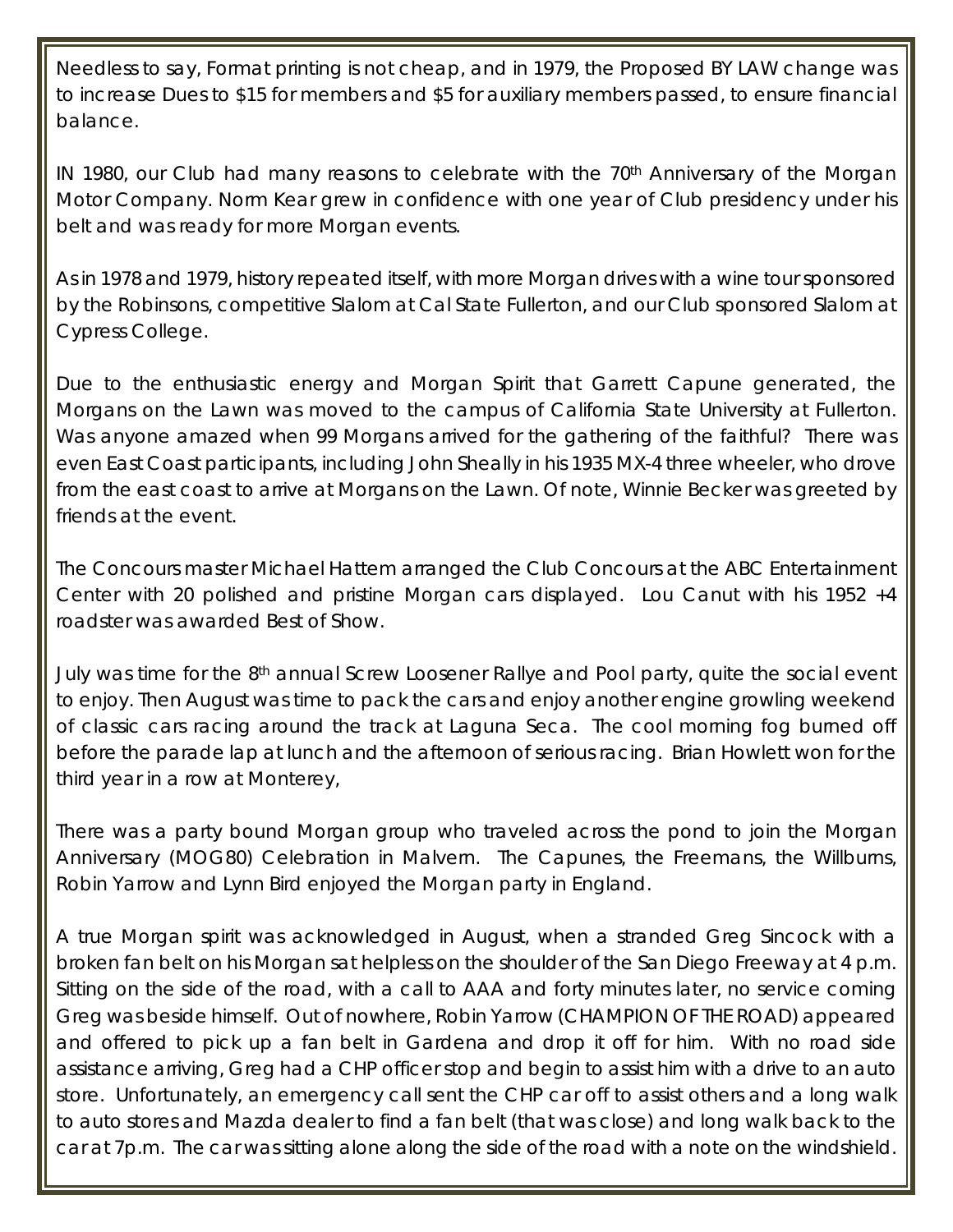Needless to say, Format printing is not cheap, and in 1979, the Proposed BY LAW change was to increase Dues to $15 for members and $5 for auxiliary members passed, to ensure financial balance.

IN 1980, our Club had many reasons to celebrate with the 70th Anniversary of the Morgan Motor Company. Norm Kear grew in confidence with one year of Club presidency under his belt and was ready for more Morgan events.

As in 1978 and 1979, history repeated itself, with more Morgan drives with a wine tour sponsored by the Robinsons, competitive Slalom at Cal State Fullerton, and our Club sponsored Slalom at Cypress College.

Due to the enthusiastic energy and Morgan Spirit that Garrett Capune generated, the Morgans on the Lawn was moved to the campus of California State University at Fullerton. Was anyone amazed when 99 Morgans arrived for the gathering of the faithful? There was even East Coast participants, including John Sheally in his 1935 MX-4 three wheeler, who drove from the east coast to arrive at Morgans on the Lawn. Of note, Winnie Becker was greeted by friends at the event.

The Concours master Michael Hattem arranged the Club Concours at the ABC Entertainment Center with 20 polished and pristine Morgan cars displayed. Lou Canut with his 1952 +4 roadster was awarded Best of Show.

July was time for the 8th annual Screw Loosener Rallye and Pool party, quite the social event to enjoy. Then August was time to pack the cars and enjoy another engine growling weekend of classic cars racing around the track at Laguna Seca. The cool morning fog burned off before the parade lap at lunch and the afternoon of serious racing. Brian Howlett won for the third year in a row at Monterey,

There was a party bound Morgan group who traveled across the pond to join the Morgan Anniversary (MOG80) Celebration in Malvern. The Capunes, the Freemans, the Willburns, Robin Yarrow and Lynn Bird enjoyed the Morgan party in England.

A true Morgan spirit was acknowledged in August, when a stranded Greg Sincock with a broken fan belt on his Morgan sat helpless on the shoulder of the San Diego Freeway at 4 p.m. Sitting on the side of the road, with a call to AAA and forty minutes later, no service coming Greg was beside himself. Out of nowhere, Robin Yarrow (CHAMPION OF THE ROAD) appeared and offered to pick up a fan belt in Gardena and drop it off for him. With no road side assistance arriving, Greg had a CHP officer stop and begin to assist him with a drive to an auto store. Unfortunately, an emergency call sent the CHP car off to assist others and a long walk to auto stores and Mazda dealer to find a fan belt (that was close) and long walk back to the car at 7p.m. The car was sitting alone along the side of the road with a note on the windshield.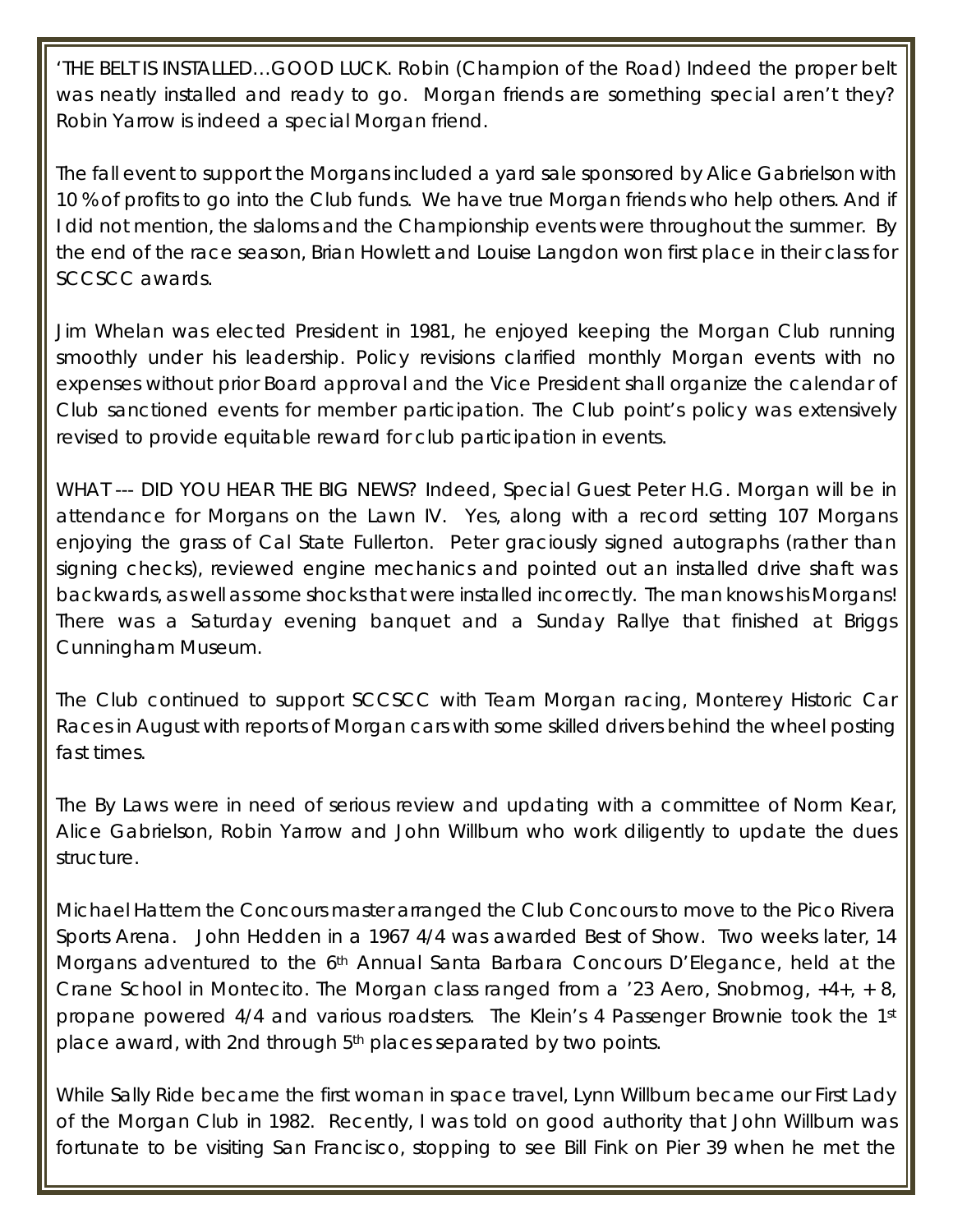'THE BELT IS INSTALLED…GOOD LUCK. Robin (Champion of the Road) Indeed the proper belt was neatly installed and ready to go. Morgan friends are something special aren't they? Robin Yarrow is indeed a special Morgan friend.

The fall event to support the Morgans included a yard sale sponsored by Alice Gabrielson with 10 % of profits to go into the Club funds. We have true Morgan friends who help others. And if I did not mention, the slaloms and the Championship events were throughout the summer. By the end of the race season, Brian Howlett and Louise Langdon won first place in their class for SCCSCC awards.

Jim Whelan was elected President in 1981, he enjoyed keeping the Morgan Club running smoothly under his leadership. Policy revisions clarified monthly Morgan events with no expenses without prior Board approval and the Vice President shall organize the calendar of Club sanctioned events for member participation. The Club point's policy was extensively revised to provide equitable reward for club participation in events.

WHAT --- DID YOU HEAR THE BIG NEWS? Indeed, Special Guest Peter H.G. Morgan will be in attendance for Morgans on the Lawn IV. Yes, along with a record setting 107 Morgans enjoying the grass of Cal State Fullerton. Peter graciously signed autographs (rather than signing checks), reviewed engine mechanics and pointed out an installed drive shaft was backwards, as well as some shocks that were installed incorrectly. The man knows his Morgans! There was a Saturday evening banquet and a Sunday Rallye that finished at Briggs Cunningham Museum.

The Club continued to support SCCSCC with Team Morgan racing, Monterey Historic Car Races in August with reports of Morgan cars with some skilled drivers behind the wheel posting fast times.

The By Laws were in need of serious review and updating with a committee of Norm Kear, Alice Gabrielson, Robin Yarrow and John Willburn who work diligently to update the dues structure.

Michael Hattem the Concours master arranged the Club Concours to move to the Pico Rivera Sports Arena. John Hedden in a 1967 4/4 was awarded Best of Show. Two weeks later, 14 Morgans adventured to the 6th Annual Santa Barbara Concours D'Elegance, held at the Crane School in Montecito. The Morgan class ranged from a '23 Aero, Snobmog, +4+, + 8, propane powered 4/4 and various roadsters. The Klein's 4 Passenger Brownie took the 1st place award, with 2nd through 5th places separated by two points.

While Sally Ride became the first woman in space travel, Lynn Willburn became our First Lady of the Morgan Club in 1982. Recently, I was told on good authority that John Willburn was fortunate to be visiting San Francisco, stopping to see Bill Fink on Pier 39 when he met the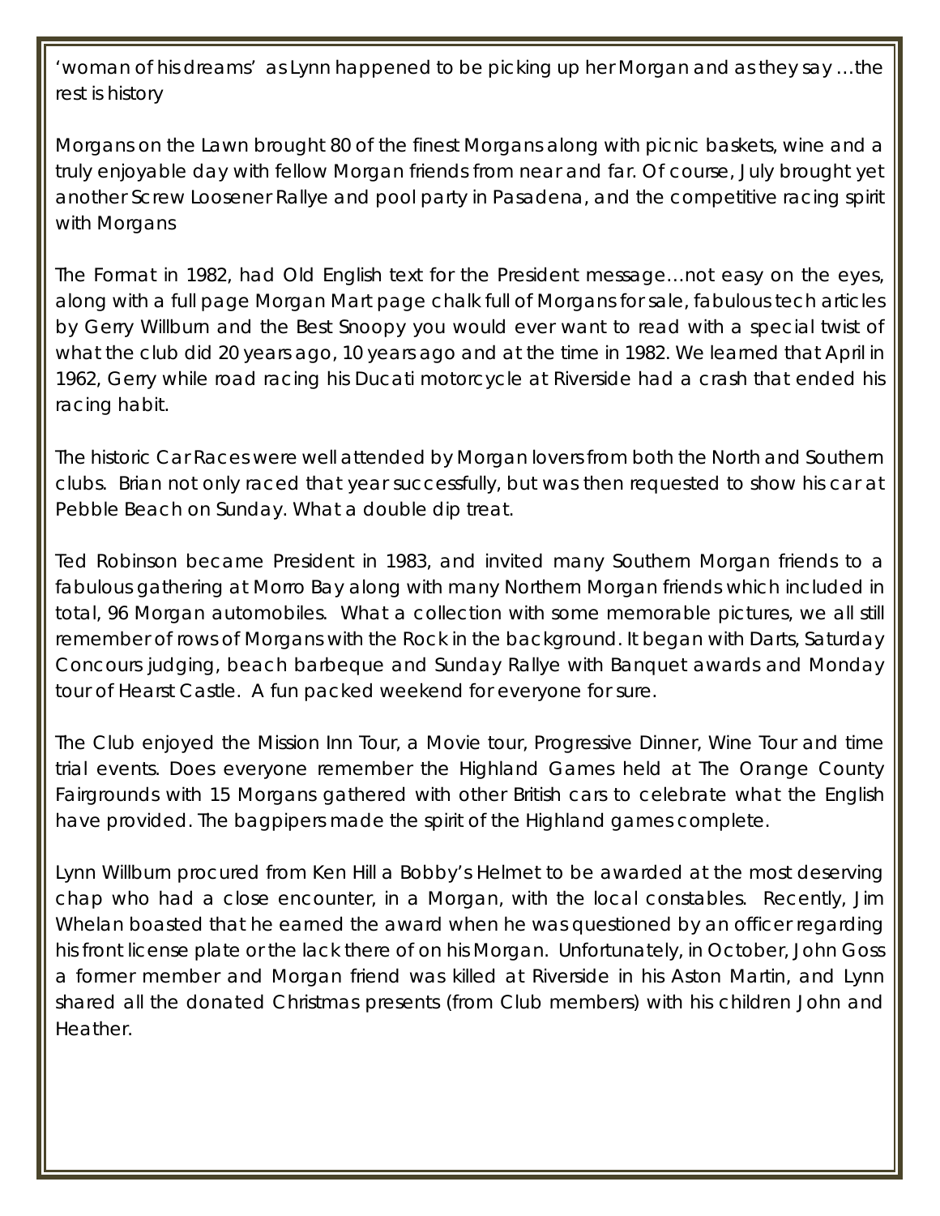'woman of his dreams' as Lynn happened to be picking up her Morgan and as they say …the rest is history

Morgans on the Lawn brought 80 of the finest Morgans along with picnic baskets, wine and a truly enjoyable day with fellow Morgan friends from near and far. Of course, July brought yet another Screw Loosener Rallye and pool party in Pasadena, and the competitive racing spirit with Morgans

The Format in 1982, had Old English text for the President message…not easy on the eyes, along with a full page Morgan Mart page chalk full of Morgans for sale, fabulous tech articles by Gerry Willburn and the Best Snoopy you would ever want to read with a special twist of what the club did 20 years ago, 10 years ago and at the time in 1982. We learned that April in 1962, Gerry while road racing his Ducati motorcycle at Riverside had a crash that ended his racing habit.

The historic Car Races were well attended by Morgan lovers from both the North and Southern clubs. Brian not only raced that year successfully, but was then requested to show his car at Pebble Beach on Sunday. What a double dip treat.

Ted Robinson became President in 1983, and invited many Southern Morgan friends to a fabulous gathering at Morro Bay along with many Northern Morgan friends which included in total, 96 Morgan automobiles. What a collection with some memorable pictures, we all still remember of rows of Morgans with the Rock in the background. It began with Darts, Saturday Concours judging, beach barbeque and Sunday Rallye with Banquet awards and Monday tour of Hearst Castle. A fun packed weekend for everyone for sure.

The Club enjoyed the Mission Inn Tour, a Movie tour, Progressive Dinner, Wine Tour and time trial events. Does everyone remember the Highland Games held at The Orange County Fairgrounds with 15 Morgans gathered with other British cars to celebrate what the English have provided. The bagpipers made the spirit of the Highland games complete.

Lynn Willburn procured from Ken Hill a Bobby's Helmet to be awarded at the most deserving chap who had a close encounter, in a Morgan, with the local constables. Recently, Jim Whelan boasted that he earned the award when he was questioned by an officer regarding his front license plate or the lack there of on his Morgan. Unfortunately, in October, John Goss a former member and Morgan friend was killed at Riverside in his Aston Martin, and Lynn shared all the donated Christmas presents (from Club members) with his children John and Heather.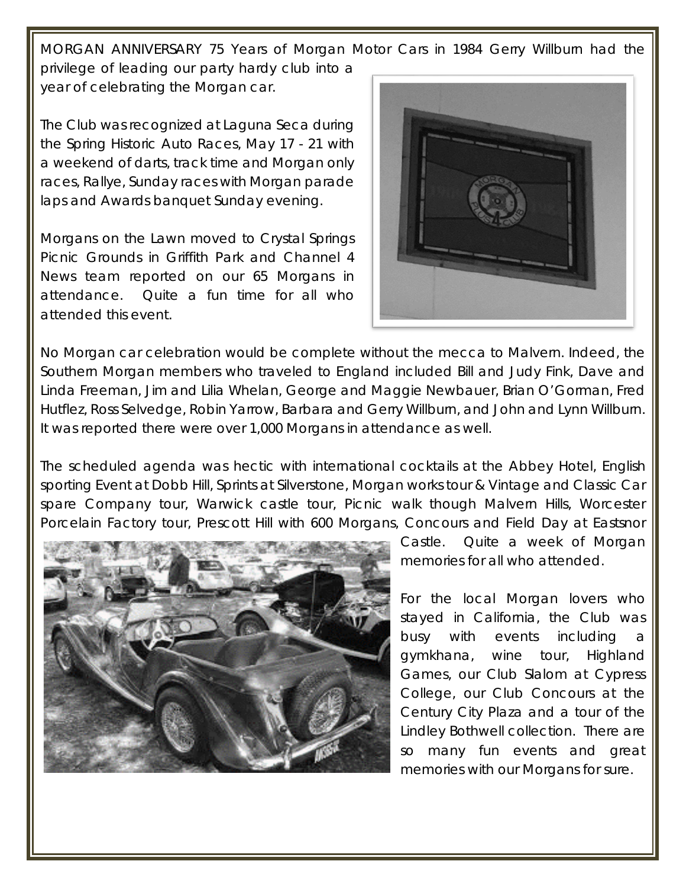MORGAN ANNIVERSARY 75 Years of Morgan Motor Cars in 1984 Gerry Willburn had the privilege of leading our party hardy club into a year of celebrating the Morgan car.

The Club was recognized at Laguna Seca during the Spring Historic Auto Races, May 17 - 21 with a weekend of darts, track time and Morgan only races, Rallye, Sunday races with Morgan parade laps and Awards banquet Sunday evening.

Morgans on the Lawn moved to Crystal Springs Picnic Grounds in Griffith Park and Channel 4 News team reported on our 65 Morgans in attendance. Quite a fun time for all who attended this event.

No Morgan car celebration would be complete without the mecca to Malvern. Indeed, the Southern Morgan members who traveled to England included Bill and Judy Fink, Dave and Linda Freeman, Jim and Lilia Whelan, George and Maggie Newbauer, Brian O'Gorman, Fred Hutflez, Ross Selvedge, Robin Yarrow, Barbara and Gerry Willburn, and John and Lynn Willburn. It was reported there were over 1,000 Morgans in attendance as well.

The scheduled agenda was hectic with international cocktails at the Abbey Hotel, English sporting Event at Dobb Hill, Sprints at Silverstone, Morgan works tour & Vintage and Classic Car spare Company tour, Warwick castle tour, Picnic walk though Malvern Hills, Worcester Porcelain Factory tour, Prescott Hill with 600 Morgans, Concours and Field Day at Eastsnor Castle. Quite a week of Morgan memories for all who attended.

For the local Morgan lovers who stayed in California, the Club was busy with events including a gymkhana, wine tour, Highland Games, our Club Slalom at Cypress College, our Club Concours at the Century City Plaza and a tour of the Lindley Bothwell collection. There are so many fun events and great memories with our Morgans for sure.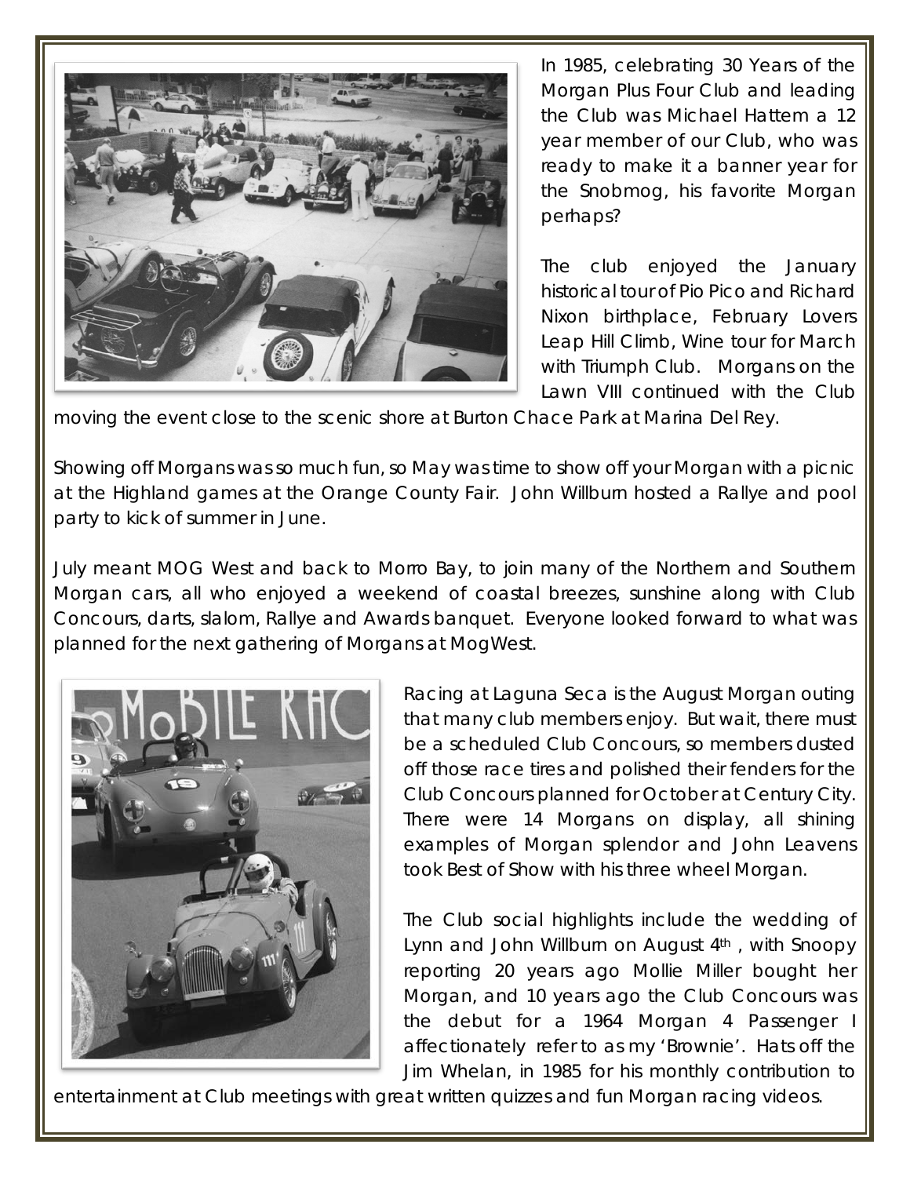In 1985, celebrating 30 Years of the Morgan Plus Four Club and leading the Club was Michael Hattem a 12 year member of our Club, who was ready to make it a banner year for the Snobmog, his favorite Morgan perhaps?

The club enjoyed the January historical tour of Pio Pico and Richard Nixon birthplace, February Lovers Leap Hill Climb, Wine tour for March with Triumph Club. Morgans on the Lawn VIII continued with the Club moving the event close to the scenic shore at Burton Chace Park at Marina Del Rey.

Showing off Morgans was so much fun, so May was time to show off your Morgan with a picnic at the Highland games at the Orange County Fair. John Willburn hosted a Rallye and pool party to kick of summer in June.

July meant MOG West and back to Morro Bay, to join many of the Northern and Southern Morgan cars, all who enjoyed a weekend of coastal breezes, sunshine along with Club Concours, darts, slalom, Rallye and Awards banquet. Everyone looked forward to what was planned for the next gathering of Morgans at MogWest.

Racing at Laguna Seca is the August Morgan outing that many club members enjoy. But wait, there must be a scheduled Club Concours, so members dusted off those race tires and polished their fenders for the Club Concours planned for October at Century City. There were 14 Morgans on display, all shining examples of Morgan splendor and John Leavens took Best of Show with his three wheel Morgan.

The Club social highlights include the wedding of Lynn and John Willburn on August 4th , with Snoopy reporting 20 years ago Mollie Miller bought her Morgan, and 10 years ago the Club Concours was the debut for a 1964 Morgan 4 Passenger I affectionately refer to as my 'Brownie'. Hats off the Jim Whelan, in 1985 for his monthly contribution to entertainment at Club meetings with great written quizzes and fun Morgan racing videos.